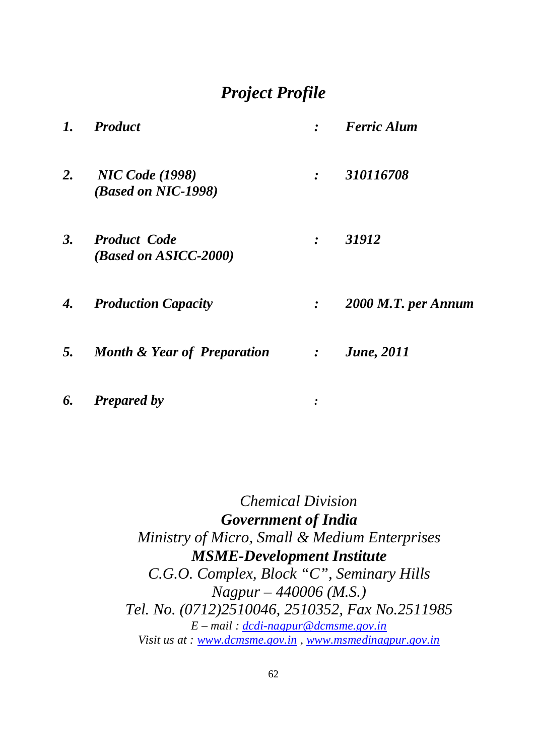# *Project Profile*

| | | | |
|---|---|---|---|
| ***1.*** | ***Product*** | ***:*** | ***Ferric Alum*** |
| ***2.*** | ***NIC Code (1998)*** ***(Based on NIC-1998)*** | ***:*** | ***310116708*** |
| ***3.*** | ***Product Code*** ***(Based on ASICC-2000)*** | ***:*** | ***31912*** |
| ***4.*** | ***Production Capacity*** | ***:*** | ***2000 M.T. per Annum*** |
| ***5.*** | ***Month & Year of Preparation*** | ***:*** | ***June, 2011*** |
| ***6.*** | ***Prepared by*** | ***:*** | |

*Chemical Division*
***Government of India***
*Ministry of Micro, Small & Medium Enterprises*
***MSME-Development Institute***
*C.G.O. Complex, Block "C", Seminary Hills*
*Nagpur – 440006 (M.S.)*
*Tel. No. (0712)2510046, 2510352, Fax No.2511985*
*E – mail : dcdi-nagpur@dcmsme.gov.in*
*Visit us at : www.dcmsme.gov.in , www.msmedinagpur.gov.in*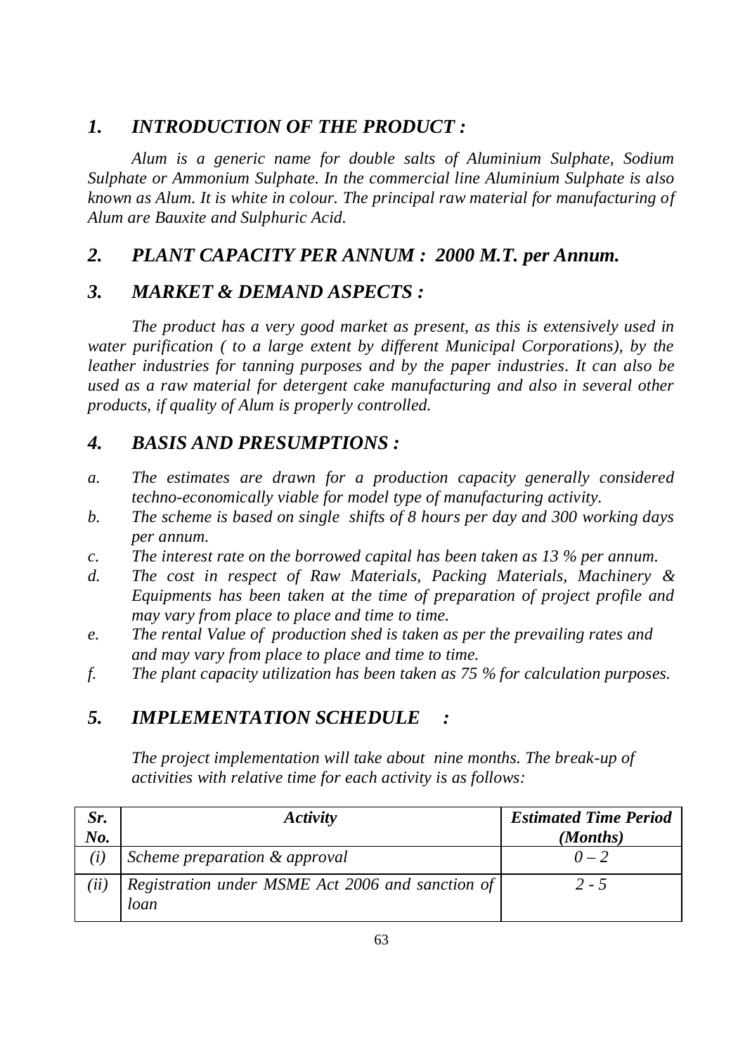## *1. INTRODUCTION OF THE PRODUCT :*

*Alum is a generic name for double salts of Aluminium Sulphate, Sodium Sulphate or Ammonium Sulphate. In the commercial line Aluminium Sulphate is also known as Alum. It is white in colour. The principal raw material for manufacturing of Alum are Bauxite and Sulphuric Acid.*

## *2. PLANT CAPACITY PER ANNUM : 2000 M.T. per Annum.*

## *3. MARKET & DEMAND ASPECTS :*

*The product has a very good market as present, as this is extensively used in water purification ( to a large extent by different Municipal Corporations), by the leather industries for tanning purposes and by the paper industries. It can also be used as a raw material for detergent cake manufacturing and also in several other products, if quality of Alum is properly controlled.*

## *4. BASIS AND PRESUMPTIONS :*

*a. The estimates are drawn for a production capacity generally considered techno-economically viable for model type of manufacturing activity.*

*b. The scheme is based on single shifts of 8 hours per day and 300 working days per annum.*

*c. The interest rate on the borrowed capital has been taken as 13 % per annum.*

*d. The cost in respect of Raw Materials, Packing Materials, Machinery & Equipments has been taken at the time of preparation of project profile and may vary from place to place and time to time.*

*e. The rental Value of production shed is taken as per the prevailing rates and and may vary from place to place and time to time.*

*f. The plant capacity utilization has been taken as 75 % for calculation purposes.*

## *5. IMPLEMENTATION SCHEDULE :*

*The project implementation will take about nine months. The break-up of activities with relative time for each activity is as follows:*

| *Sr. No.* | *Activity* | *Estimated Time Period (Months)* |
|---|---|---|
| *(i)* | *Scheme preparation & approval* | *0 – 2* |
| *(ii)* | *Registration under MSME Act 2006 and sanction of loan* | *2 - 5* |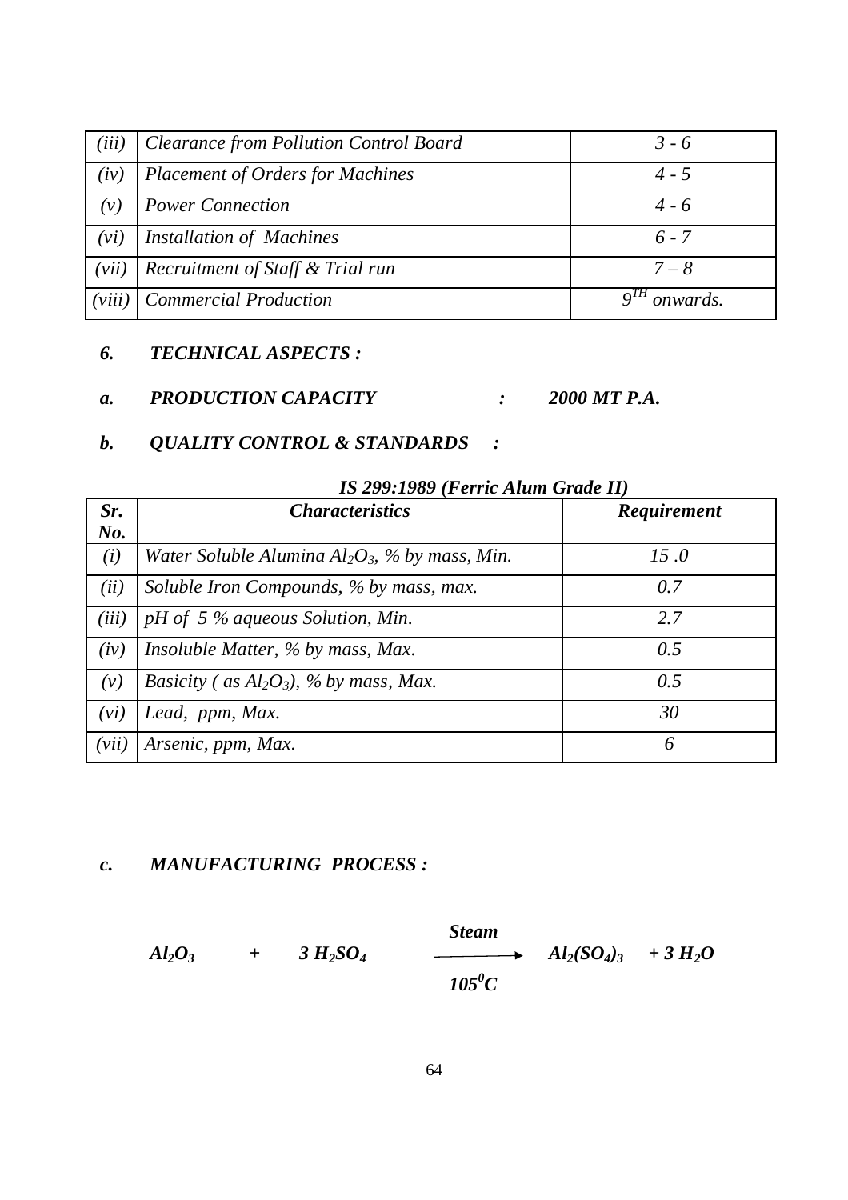| (iii) | *Clearance from Pollution Control Board* | *3 - 6* |
|---|---|---|
| (iv) | *Placement of Orders for Machines* | *4 - 5* |
| (v) | *Power Connection* | *4 - 6* |
| (vi) | *Installation of Machines* | *6 - 7* |
| (vii) | *Recruitment of Staff & Trial run* | *7 – 8* |
| (viii) | *Commercial Production* | *$9^{TH}$ onwards.* |

## *6. TECHNICAL ASPECTS :*

***a. PRODUCTION CAPACITY : 2000 MT P.A.***

***b. QUALITY CONTROL & STANDARDS :***

***IS 299:1989 (Ferric Alum Grade II)***

| *Sr. No.* | *Characteristics* | *Requirement* |
|---|---|---|
| (i) | *Water Soluble Alumina $Al_2O_3$, % by mass, Min.* | *15 .0* |
| (ii) | *Soluble Iron Compounds, % by mass, max.* | *0.7* |
| (iii) | *pH of 5 % aqueous Solution, Min.* | *2.7* |
| (iv) | *Insoluble Matter, % by mass, Max.* | *0.5* |
| (v) | *Basicity ( as $Al_2O_3$), % by mass, Max.* | *0.5* |
| (vi) | *Lead, ppm, Max.* | *30* |
| (vii) | *Arsenic, ppm, Max.* | *6* |

***c. MANUFACTURING PROCESS :***

$$Al_2O_3 + 3\,H_2SO_4 \xrightarrow[105^0C]{Steam} Al_2(SO_4)_3 + 3\,H_2O$$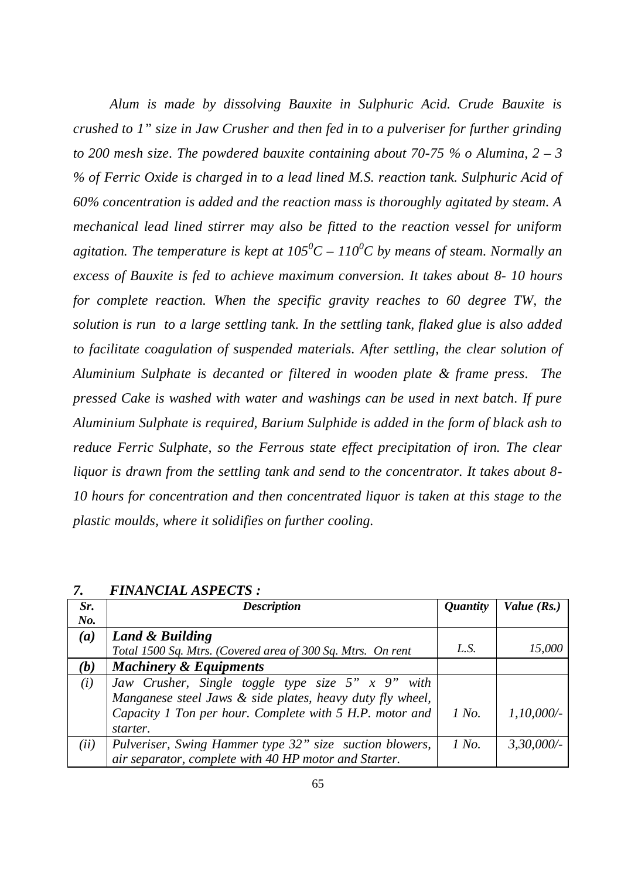*Alum is made by dissolving Bauxite in Sulphuric Acid. Crude Bauxite is crushed to 1" size in Jaw Crusher and then fed in to a pulveriser for further grinding to 200 mesh size. The powdered bauxite containing about 70-75 % o Alumina, 2 – 3 % of Ferric Oxide is charged in to a lead lined M.S. reaction tank. Sulphuric Acid of 60% concentration is added and the reaction mass is thoroughly agitated by steam. A mechanical lead lined stirrer may also be fitted to the reaction vessel for uniform agitation. The temperature is kept at $105^0C$ – $110^0C$ by means of steam. Normally an excess of Bauxite is fed to achieve maximum conversion. It takes about 8- 10 hours for complete reaction. When the specific gravity reaches to 60 degree TW, the solution is run to a large settling tank. In the settling tank, flaked glue is also added to facilitate coagulation of suspended materials. After settling, the clear solution of Aluminium Sulphate is decanted or filtered in wooden plate & frame press. The pressed Cake is washed with water and washings can be used in next batch. If pure Aluminium Sulphate is required, Barium Sulphide is added in the form of black ash to reduce Ferric Sulphate, so the Ferrous state effect precipitation of iron. The clear liquor is drawn from the settling tank and send to the concentrator. It takes about 8-10 hours for concentration and then concentrated liquor is taken at this stage to the plastic moulds, where it solidifies on further cooling.*

## 7. *FINANCIAL ASPECTS :*

| *Sr. No.* | *Description* | *Quantity* | *Value (Rs.)* |
|---|---|---|---|
| ***(a)*** | ***Land & Building*** <br> *Total 1500 Sq. Mtrs. (Covered area of 300 Sq. Mtrs. On rent* | *L.S.* | *15,000* |
| ***(b)*** | ***Machinery & Equipments*** | | |
| *(i)* | *Jaw Crusher, Single toggle type size 5" x 9" with Manganese steel Jaws & side plates, heavy duty fly wheel, Capacity 1 Ton per hour. Complete with 5 H.P. motor and starter.* | *1 No.* | *1,10,000/-* |
| *(ii)* | *Pulveriser, Swing Hammer type 32" size suction blowers, air separator, complete with 40 HP motor and Starter.* | *1 No.* | *3,30,000/-* |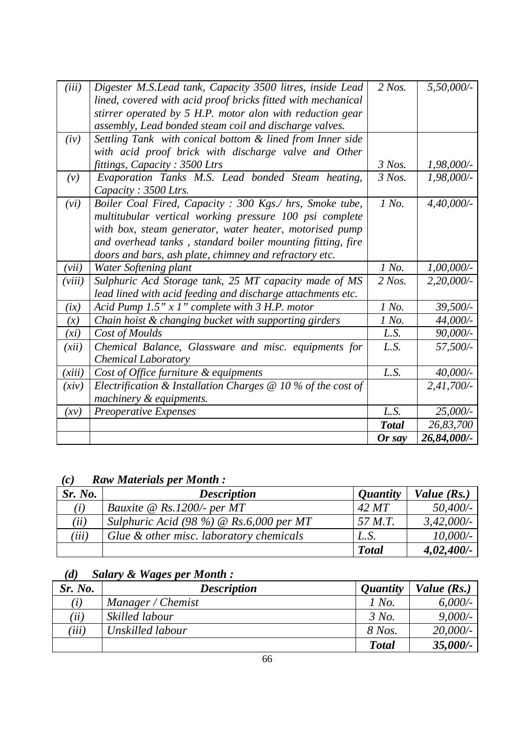| | | | |
|---|---|---|---|
| *(iii)* | *Digester M.S.Lead tank, Capacity 3500 litres, inside Lead lined, covered with acid proof bricks fitted with mechanical stirrer operated by 5 H.P. motor alon with reduction gear assembly, Lead bonded steam coil and discharge valves.* | *2 Nos.* | *5,50,000/-* |
| *(iv)* | *Settling Tank with conical bottom & lined from Inner side with acid proof brick with discharge valve and Other fittings, Capacity : 3500 Ltrs* | *3 Nos.* | *1,98,000/-* |
| *(v)* | *Evaporation Tanks M.S. Lead bonded Steam heating, Capacity : 3500 Ltrs.* | *3 Nos.* | *1,98,000/-* |
| *(vi)* | *Boiler Coal Fired, Capacity : 300 Kgs./ hrs, Smoke tube, multitubular vertical working pressure 100 psi complete with box, steam generator, water heater, motorised pump and overhead tanks , standard boiler mounting fitting, fire doors and bars, ash plate, chimney and refractory etc.* | *1 No.* | *4,40,000/-* |
| *(vii)* | *Water Softening plant* | *1 No.* | *1,00,000/-* |
| *(viii)* | *Sulphuric Acd Storage tank, 25 MT capacity made of MS lead lined with acid feeding and discharge attachments etc.* | *2 Nos.* | *2,20,000/-* |
| *(ix)* | *Acid Pump 1.5" x 1" complete with 3 H.P. motor* | *1 No.* | *39,500/-* |
| *(x)* | *Chain hoist & changing bucket with supporting girders* | *1 No.* | *44,000/-* |
| *(xi)* | *Cost of Moulds* | *L.S.* | *90,000/-* |
| *(xii)* | *Chemical Balance, Glassware and misc. equipments for Chemical Laboratory* | *L.S.* | *57,500/-* |
| *(xiii)* | *Cost of Office furniture & equipments* | *L.S.* | *40,000/-* |
| *(xiv)* | *Electrification & Installation Charges @ 10 % of the cost of machinery & equipments.* | | *2,41,700/-* |
| *(xv)* | *Preoperative Expenses* | *L.S.* | *25,000/-* |
| | | ***Total*** | *26,83,700* |
| | | ***Or say*** | ***26,84,000/-*** |

### *(c) Raw Materials per Month :*

| ***Sr. No.*** | ***Description*** | ***Quantity*** | ***Value (Rs.)*** |
|---|---|---|---|
| *(i)* | *Bauxite @ Rs.1200/- per MT* | *42 MT* | *50,400/-* |
| *(ii)* | *Sulphuric Acid (98 %) @ Rs.6,000 per MT* | *57 M.T.* | *3,42,000/-* |
| *(iii)* | *Glue & other misc. laboratory chemicals* | *L.S.* | *10,000/-* |
| | | ***Total*** | ***4,02,400/-*** |

### *(d) Salary & Wages per Month :*

| ***Sr. No.*** | ***Description*** | ***Quantity*** | ***Value (Rs.)*** |
|---|---|---|---|
| *(i)* | *Manager / Chemist* | *1 No.* | *6,000/-* |
| *(ii)* | *Skilled labour* | *3 No.* | *9,000/-* |
| *(iii)* | *Unskilled labour* | *8 Nos.* | *20,000/-* |
| | | ***Total*** | ***35,000/-*** |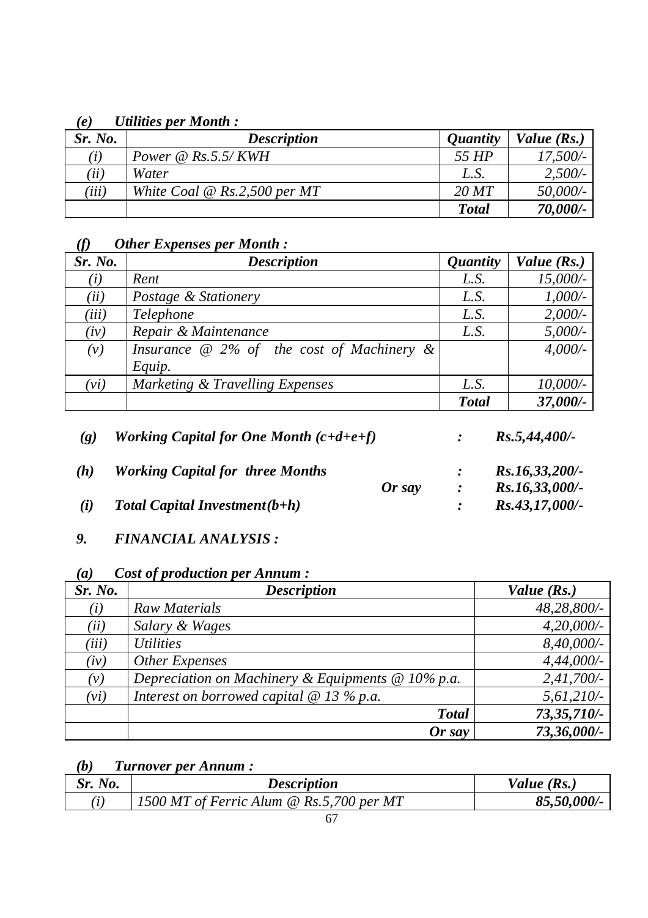*(e) Utilities per Month :*

| *Sr. No.* | *Description* | *Quantity* | *Value (Rs.)* |
|---|---|---|---|
| *(i)* | *Power @ Rs.5.5/ KWH* | *55 HP* | *17,500/-* |
| *(ii)* | *Water* | *L.S.* | *2,500/-* |
| *(iii)* | *White Coal @ Rs.2,500 per MT* | *20 MT* | *50,000/-* |
| | | ***Total*** | ***70,000/-*** |

*(f) Other Expenses per Month :*

| *Sr. No.* | *Description* | *Quantity* | *Value (Rs.)* |
|---|---|---|---|
| *(i)* | *Rent* | *L.S.* | *15,000/-* |
| *(ii)* | *Postage & Stationery* | *L.S.* | *1,000/-* |
| *(iii)* | *Telephone* | *L.S.* | *2,000/-* |
| *(iv)* | *Repair & Maintenance* | *L.S.* | *5,000/-* |
| *(v)* | *Insurance @ 2% of the cost of Machinery & Equip.* | | *4,000/-* |
| *(vi)* | *Marketing & Travelling Expenses* | *L.S.* | *10,000/-* |
| | | ***Total*** | ***37,000/-*** |

***(g) Working Capital for One Month (c+d+e+f) : Rs.5,44,400/-***

***(h) Working Capital for three Months : Rs.16,33,200/-***
***Or say : Rs.16,33,000/-***

***(i) Total Capital Investment(b+h) : Rs.43,17,000/-***

## *9. FINANCIAL ANALYSIS :*

*(a) Cost of production per Annum :*

| *Sr. No.* | *Description* | *Value (Rs.)* |
|---|---|---|
| *(i)* | *Raw Materials* | *48,28,800/-* |
| *(ii)* | *Salary & Wages* | *4,20,000/-* |
| *(iii)* | *Utilities* | *8,40,000/-* |
| *(iv)* | *Other Expenses* | *4,44,000/-* |
| *(v)* | *Depreciation on Machinery & Equipments @ 10% p.a.* | *2,41,700/-* |
| *(vi)* | *Interest on borrowed capital @ 13 % p.a.* | *5,61,210/-* |
| | ***Total*** | ***73,35,710/-*** |
| | ***Or say*** | ***73,36,000/-*** |

*(b) Turnover per Annum :*

| *Sr. No.* | *Description* | *Value (Rs.)* |
|---|---|---|
| *(i)* | *1500 MT of Ferric Alum @ Rs.5,700 per MT* | ***85,50,000/-*** |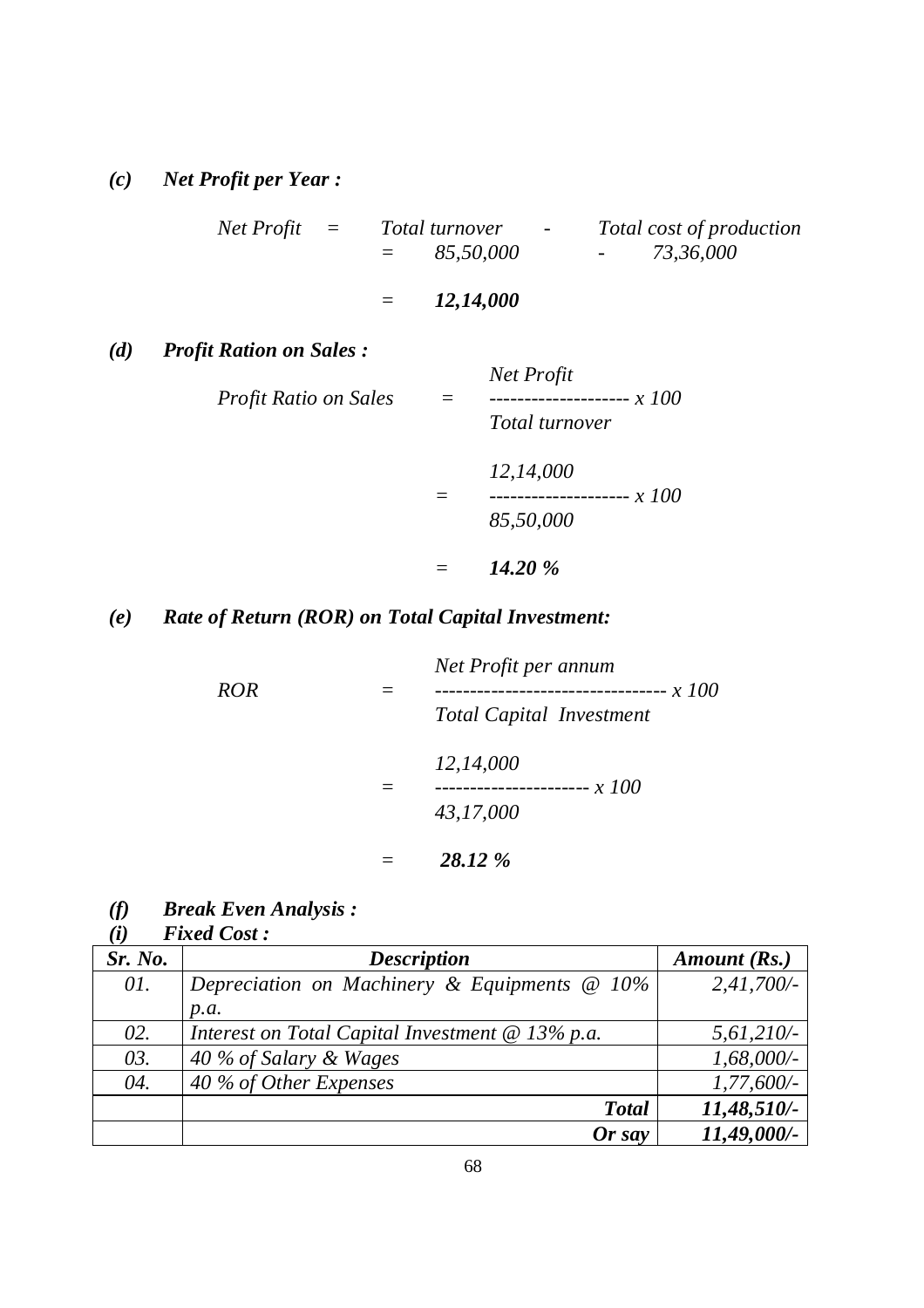### *(c) Net Profit per Year :*

*Net Profit = Total turnover - Total cost of production*

*= 85,50,000 - 73,36,000*

*= **12,14,000***

### *(d) Profit Ration on Sales :*

$$\text{Profit Ratio on Sales} = \frac{\text{Net Profit}}{\text{Total turnover}} \times 100$$

$$= \frac{12,14,000}{85,50,000} \times 100$$

*= **14.20 %***

### *(e) Rate of Return (ROR) on Total Capital Investment:*

$$\text{ROR} = \frac{\text{Net Profit per annum}}{\text{Total Capital Investment}} \times 100$$

$$= \frac{12,14,000}{43,17,000} \times 100$$

*= **28.12 %***

### *(f) Break Even Analysis :*

#### *(i) Fixed Cost :*

| *Sr. No.* | *Description* | *Amount (Rs.)* |
|---|---|---|
| *01.* | *Depreciation on Machinery & Equipments @ 10% p.a.* | *2,41,700/-* |
| *02.* | *Interest on Total Capital Investment @ 13% p.a.* | *5,61,210/-* |
| *03.* | *40 % of Salary & Wages* | *1,68,000/-* |
| *04.* | *40 % of Other Expenses* | *1,77,600/-* |
| | ***Total*** | ***11,48,510/-*** |
| | ***Or say*** | ***11,49,000/-*** |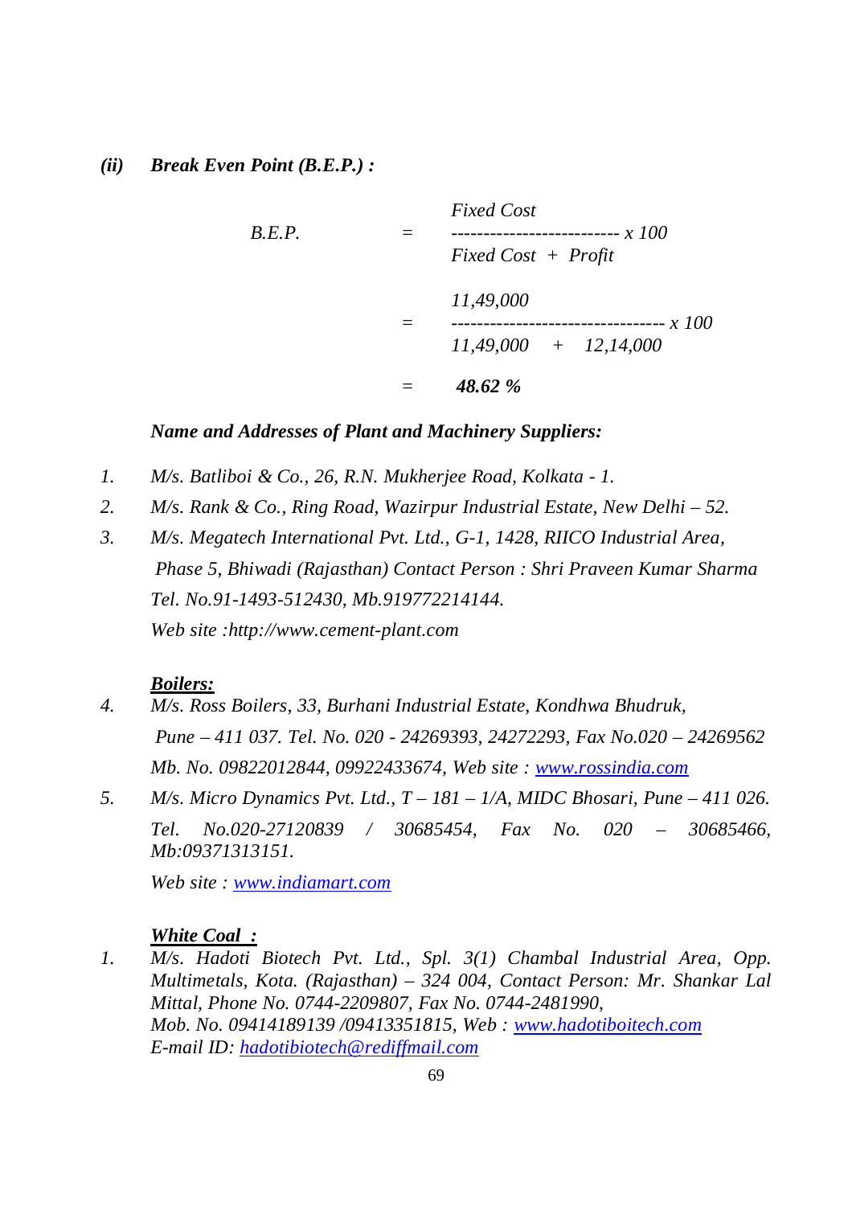***(ii) Break Even Point (B.E.P.) :***

$$B.E.P. = \frac{\text{Fixed Cost}}{\text{Fixed Cost} + \text{Profit}} \times 100$$

$$= \frac{11,49,000}{11,49,000 + 12,14,000} \times 100$$

$$= \mathbf{48.62\ \%}$$

***Name and Addresses of Plant and Machinery Suppliers:***

1. *M/s. Batliboi & Co., 26, R.N. Mukherjee Road, Kolkata - 1.*
2. *M/s. Rank & Co., Ring Road, Wazirpur Industrial Estate, New Delhi – 52.*
3. *M/s. Megatech International Pvt. Ltd., G-1, 1428, RIICO Industrial Area, Phase 5, Bhiwadi (Rajasthan) Contact Person : Shri Praveen Kumar Sharma Tel. No.91-1493-512430, Mb.919772214144.*
   *Web site :http://www.cement-plant.com*

***Boilers:***

4. *M/s. Ross Boilers, 33, Burhani Industrial Estate, Kondhwa Bhudruk, Pune – 411 037. Tel. No. 020 - 24269393, 24272293, Fax No.020 – 24269562 Mb. No. 09822012844, 09922433674, Web site : [www.rossindia.com](www.rossindia.com)*
5. *M/s. Micro Dynamics Pvt. Ltd., T – 181 – 1/A, MIDC Bhosari, Pune – 411 026. Tel. No.020-27120839 / 30685454, Fax No. 020 – 30685466, Mb:09371313151.*
   *Web site : [www.indiamart.com](www.indiamart.com)*

***White Coal :***

1. *M/s. Hadoti Biotech Pvt. Ltd., Spl. 3(1) Chambal Industrial Area, Opp. Multimetals, Kota. (Rajasthan) – 324 004, Contact Person: Mr. Shankar Lal Mittal, Phone No. 0744-2209807, Fax No. 0744-2481990, Mob. No. 09414189139 /09413351815, Web : [www.hadotiboitech.com](www.hadotiboitech.com)*
   *E-mail ID: [hadotibiotech@rediffmail.com](mailto:hadotibiotech@rediffmail.com)*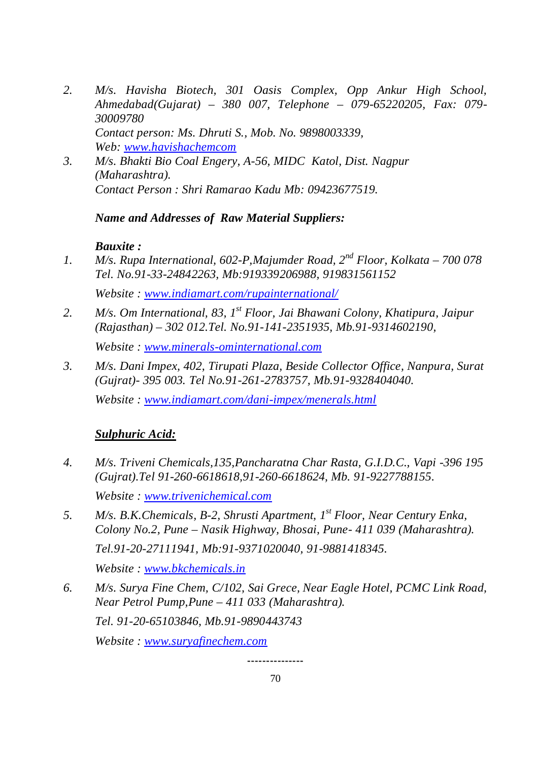2. *M/s. Havisha Biotech, 301 Oasis Complex, Opp Ankur High School, Ahmedabad(Gujarat) – 380 007, Telephone – 079-65220205, Fax: 079-30009780*
   *Contact person: Ms. Dhruti S., Mob. No. 9898003339,*
   *Web: [www.havishachemcom](www.havishachemcom)*
3. *M/s. Bhakti Bio Coal Engery, A-56, MIDC Katol, Dist. Nagpur (Maharashtra).*
   *Contact Person : Shri Ramarao Kadu Mb: 09423677519.*

***Name and Addresses of Raw Material Suppliers:***

***Bauxite :***

1. *M/s. Rupa International, 602-P,Majumder Road, 2nd Floor, Kolkata – 700 078 Tel. No.91-33-24842263, Mb:919339206988, 919831561152*

   *Website : [www.indiamart.com/rupainternational/](www.indiamart.com/rupainternational/)*
2. *M/s. Om International, 83, 1st Floor, Jai Bhawani Colony, Khatipura, Jaipur (Rajasthan) – 302 012.Tel. No.91-141-2351935, Mb.91-9314602190,*

   *Website : [www.minerals-ominternational.com](www.minerals-ominternational.com)*
3. *M/s. Dani Impex, 402, Tirupati Plaza, Beside Collector Office, Nanpura, Surat (Gujrat)- 395 003. Tel No.91-261-2783757, Mb.91-9328404040.*

   *Website : [www.indiamart.com/dani-impex/menerals.html](www.indiamart.com/dani-impex/menerals.html)*

***Sulphuric Acid:***

4. *M/s. Triveni Chemicals,135,Pancharatna Char Rasta, G.I.D.C., Vapi -396 195 (Gujrat).Tel 91-260-6618618,91-260-6618624, Mb. 91-9227788155.*

   *Website : [www.trivenichemical.com](www.trivenichemical.com)*
5. *M/s. B.K.Chemicals, B-2, Shrusti Apartment, 1st Floor, Near Century Enka, Colony No.2, Pune – Nasik Highway, Bhosai, Pune- 411 039 (Maharashtra).*

   *Tel.91-20-27111941, Mb:91-9371020040, 91-9881418345.*

   *Website : [www.bkchemicals.in](www.bkchemicals.in)*
6. *M/s. Surya Fine Chem, C/102, Sai Grece, Near Eagle Hotel, PCMC Link Road, Near Petrol Pump,Pune – 411 033 (Maharashtra).*

   *Tel. 91-20-65103846, Mb.91-9890443743*

   *Website : [www.suryafinechem.com](www.suryafinechem.com)*

---------------